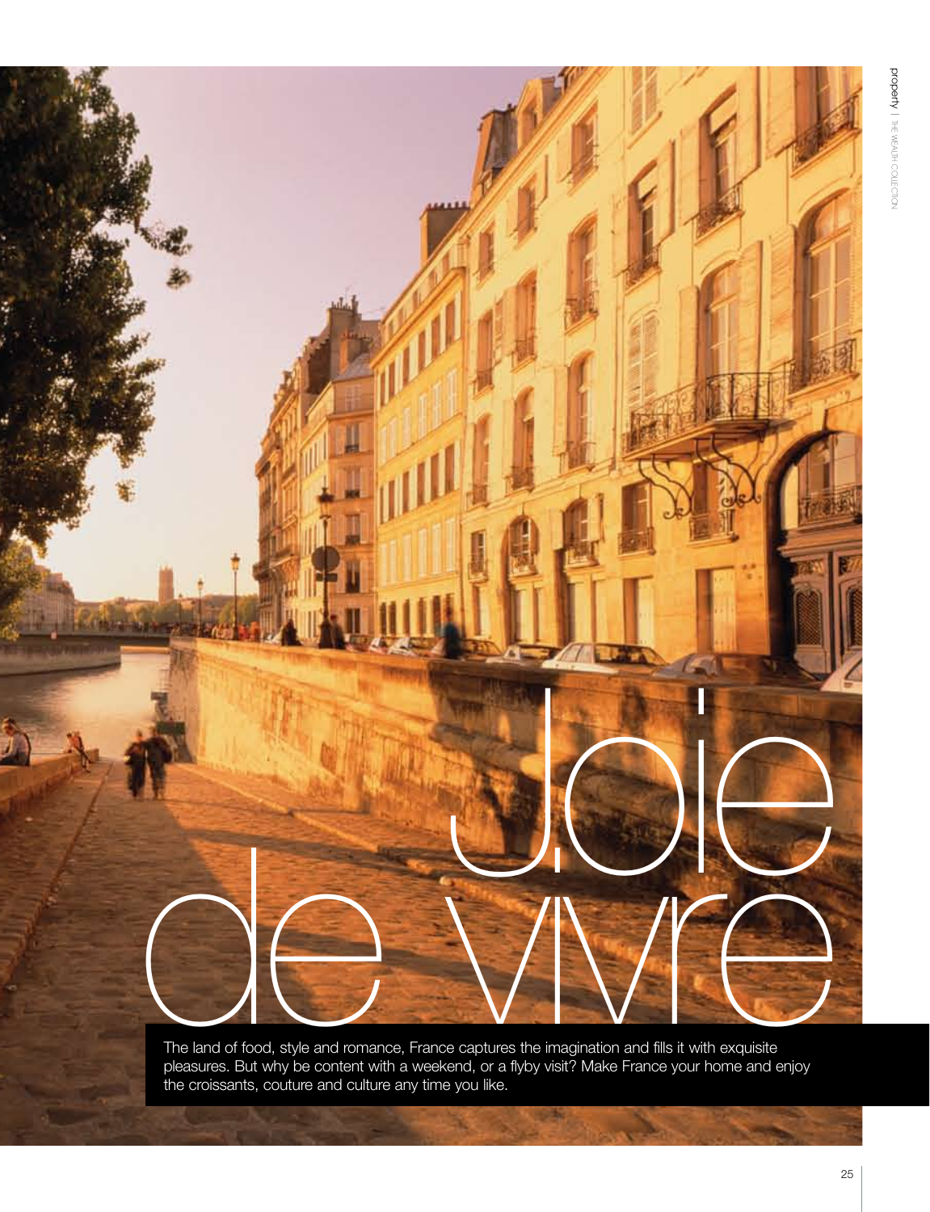# Joie de vivre

The land of food, style and romance, France captures the imagination and fills it with exquisite pleasures. But why be content with a weekend, or a flyby visit? Make France your home and enjoy the croissants, couture and culture any time you like.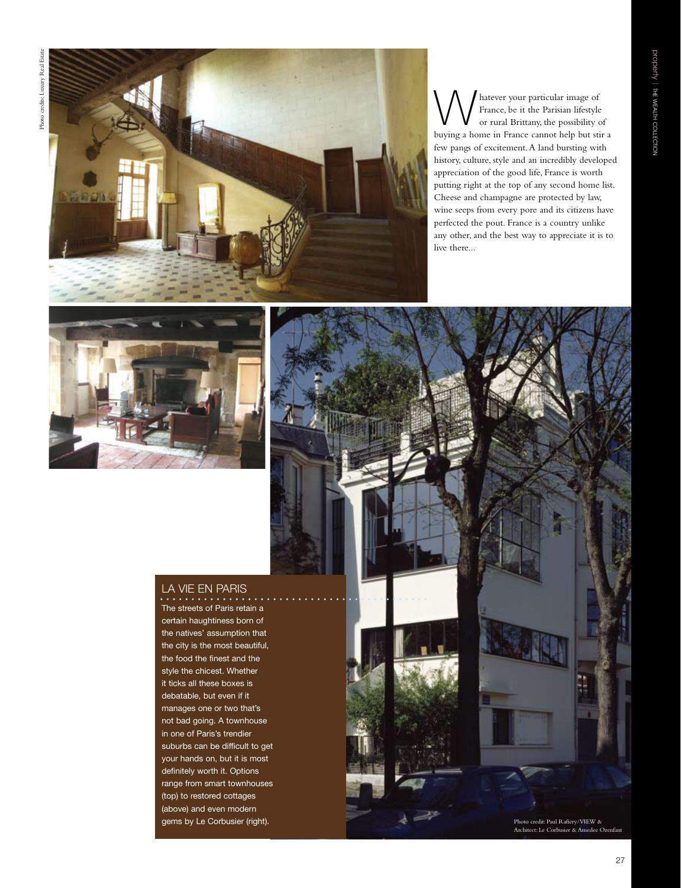Photo credits: Luxury Real Estate

Whatever your particular image of France, be it the Parisian lifestyle or rural Brittany, the possibility of buying a home in France cannot help but stir a few pangs of excitement. A land bursting with history, culture, style and an incredibly developed appreciation of the good life, France is worth putting right at the top of any second home list. Cheese and champagne are protected by law, wine seeps from every pore and its citizens have perfected the pout. France is a country unlike any other, and the best way to appreciate it is to live there...

## LA VIE EN PARIS

The streets of Paris retain a certain haughtiness born of the natives' assumption that the city is the most beautiful, the food the finest and the style the chicest. Whether it ticks all these boxes is debatable, but even if it manages one or two that's not bad going. A townhouse in one of Paris's trendier suburbs can be difficult to get your hands on, but it is most definitely worth it. Options range from smart townhouses (top) to restored cottages (above) and even modern gems by Le Corbusier (right).

Photo credit: Paul Raftery/VIEW & Architect: Le Corbusier & Amedee Ozenfant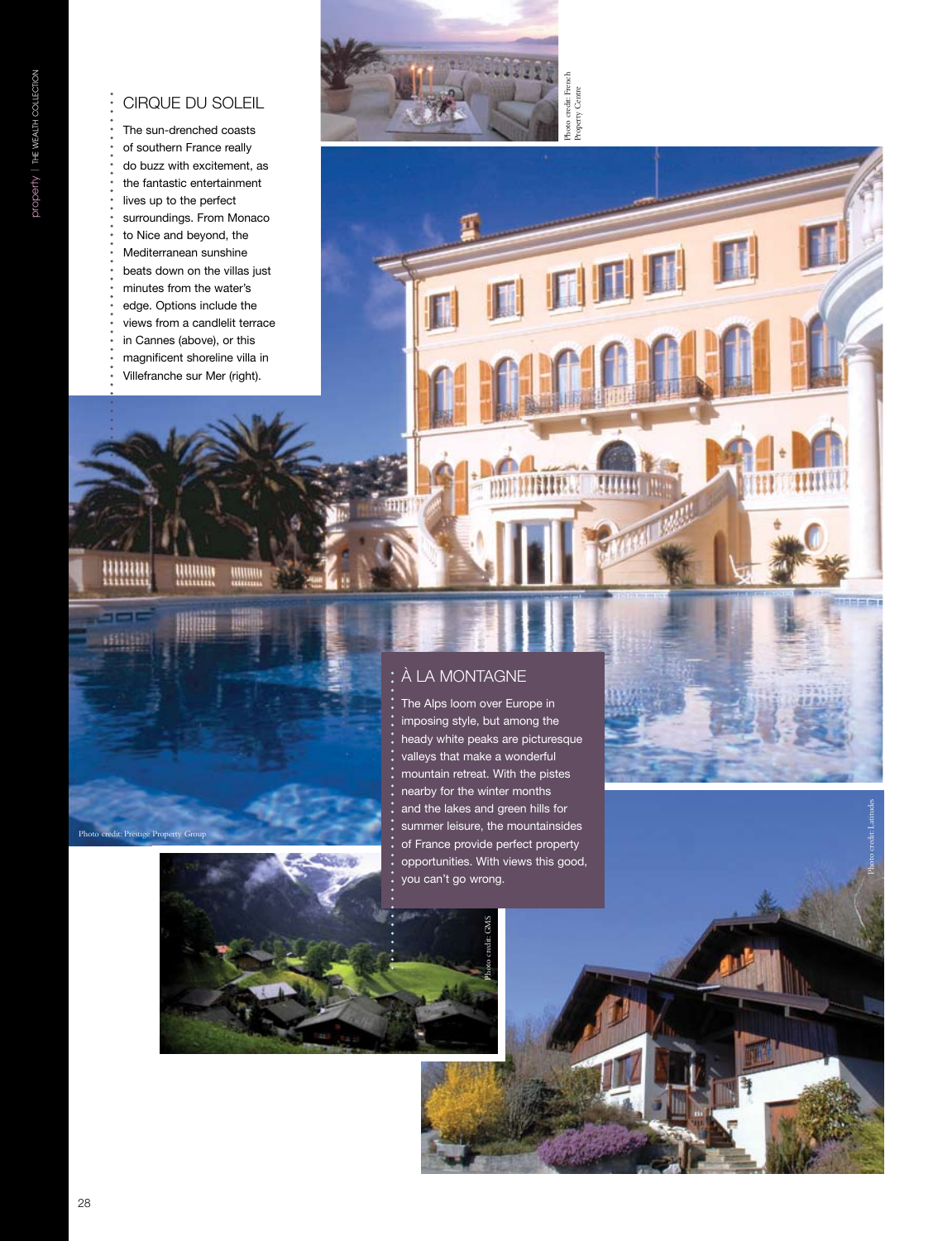## CIRQUE DU SOLEIL

The sun-drenched coasts of southern France really do buzz with excitement, as the fantastic entertainment lives up to the perfect surroundings. From Monaco to Nice and beyond, the Mediterranean sunshine beats down on the villas just minutes from the water's edge. Options include the views from a candlelit terrace in Cannes (above), or this magnificent shoreline villa in Villefranche sur Mer (right).

Photo credit: French Property Centre

Photo credit: Prestige Property Group

## À LA MONTAGNE

The Alps loom over Europe in imposing style, but among the heady white peaks are picturesque valleys that make a wonderful mountain retreat. With the pistes nearby for the winter months and the lakes and green hills for summer leisure, the mountainsides of France provide perfect property opportunities. With views this good, you can't go wrong.

Photo credit: GMS

Photo credit: Latitudes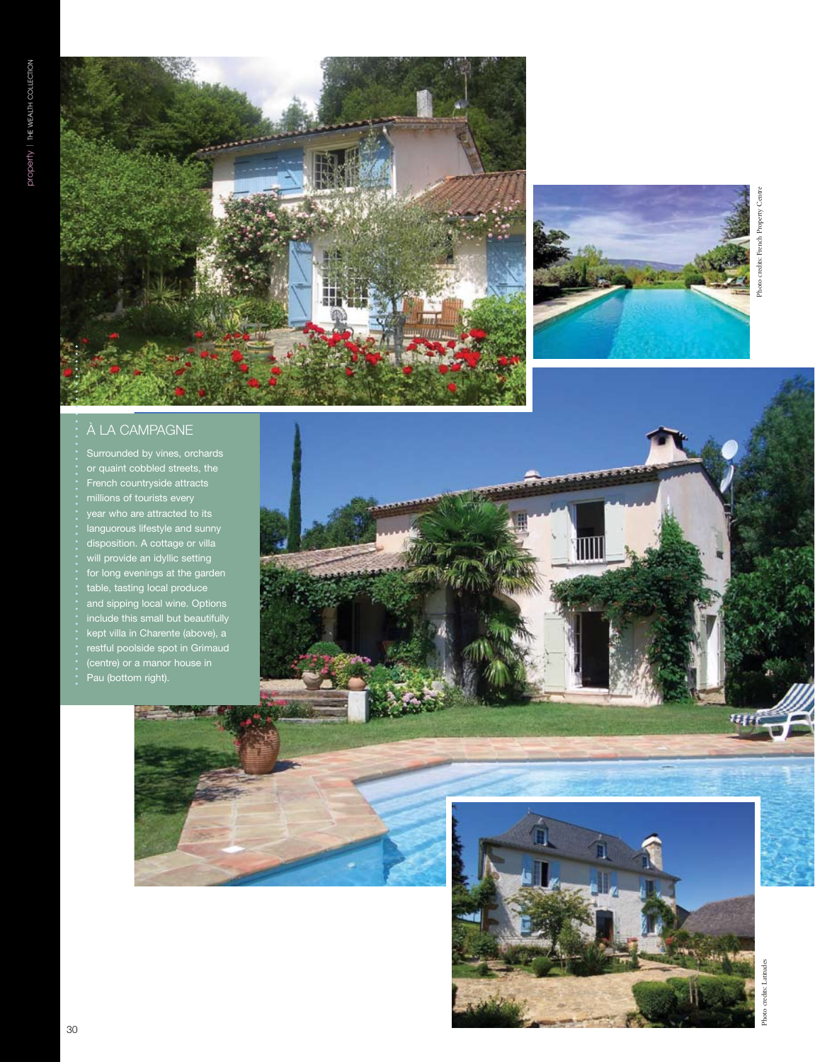## À LA CAMPAGNE

Surrounded by vines, orchards or quaint cobbled streets, the French countryside attracts millions of tourists every year who are attracted to its languorous lifestyle and sunny disposition. A cottage or villa will provide an idyllic setting for long evenings at the garden table, tasting local produce and sipping local wine. Options include this small but beautifully kept villa in Charente (above), a restful poolside spot in Grimaud (centre) or a manor house in Pau (bottom right).

Photo credits: French Property Centre

Photo credits: Latitudes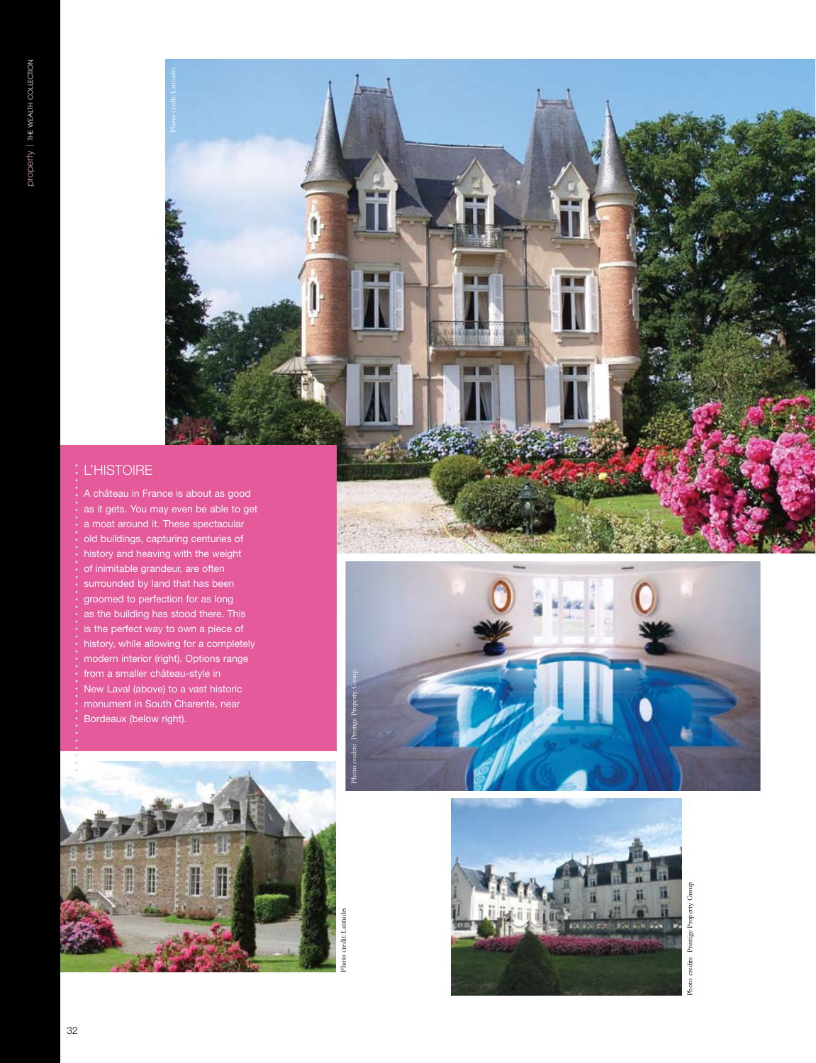## L'HISTOIRE

A château in France is about as good as it gets. You may even be able to get a moat around it. These spectacular old buildings, capturing centuries of history and heaving with the weight of inimitable grandeur, are often surrounded by land that has been groomed to perfection for as long as the building has stood there. This is the perfect way to own a piece of history, while allowing for a completely modern interior (right). Options range from a smaller château-style in New Laval (above) to a vast historic monument in South Charente, near Bordeaux (below right).

Photo credit: Latitudes

Photo credits: Prestige Property Group

Photo credit: Latitudes

Photo credits: Prestige Property Group